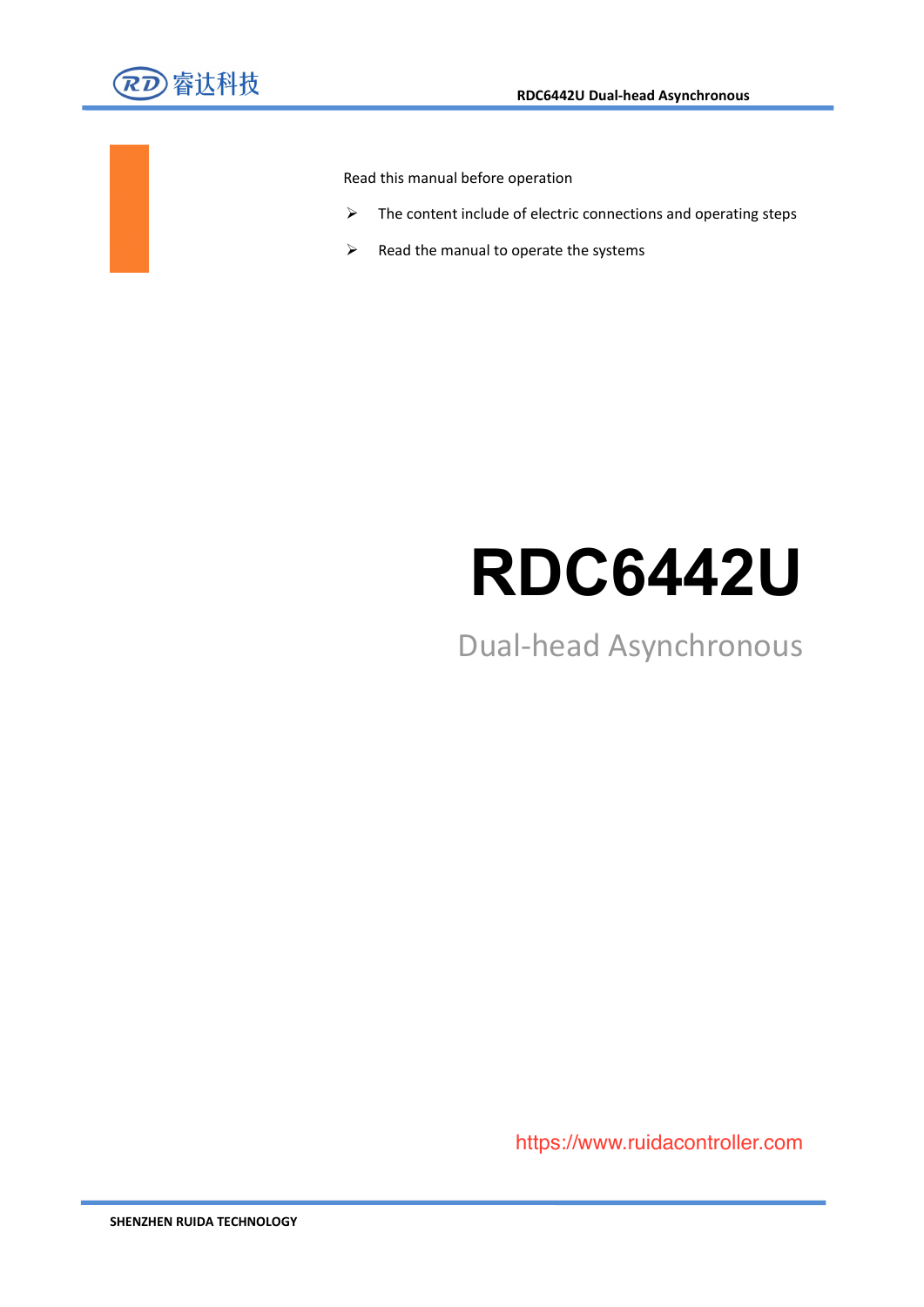Read this manual before operation

- The content include of electric connections and operating steps
- Read the manual to operate the systems

# RDC6442U

## Dual-head Asynchronous

https://www.ruidacontroller.com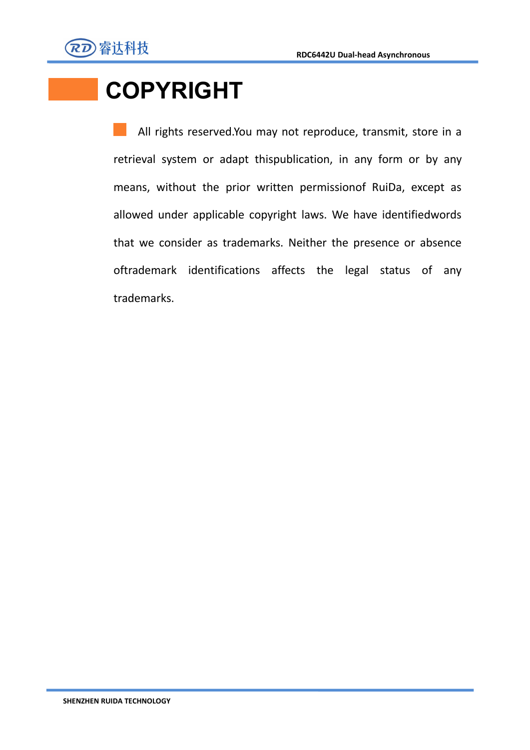# COPYRIGHT

All rights reserved.You may not reproduce, transmit, store in a retrieval system or adapt thispublication, in any form or by any means, without the prior written permissionof RuiDa, except as allowed under applicable copyright laws. We have identifiedwords that we consider as trademarks. Neither the presence or absence oftrademark identifications affects the legal status of any trademarks.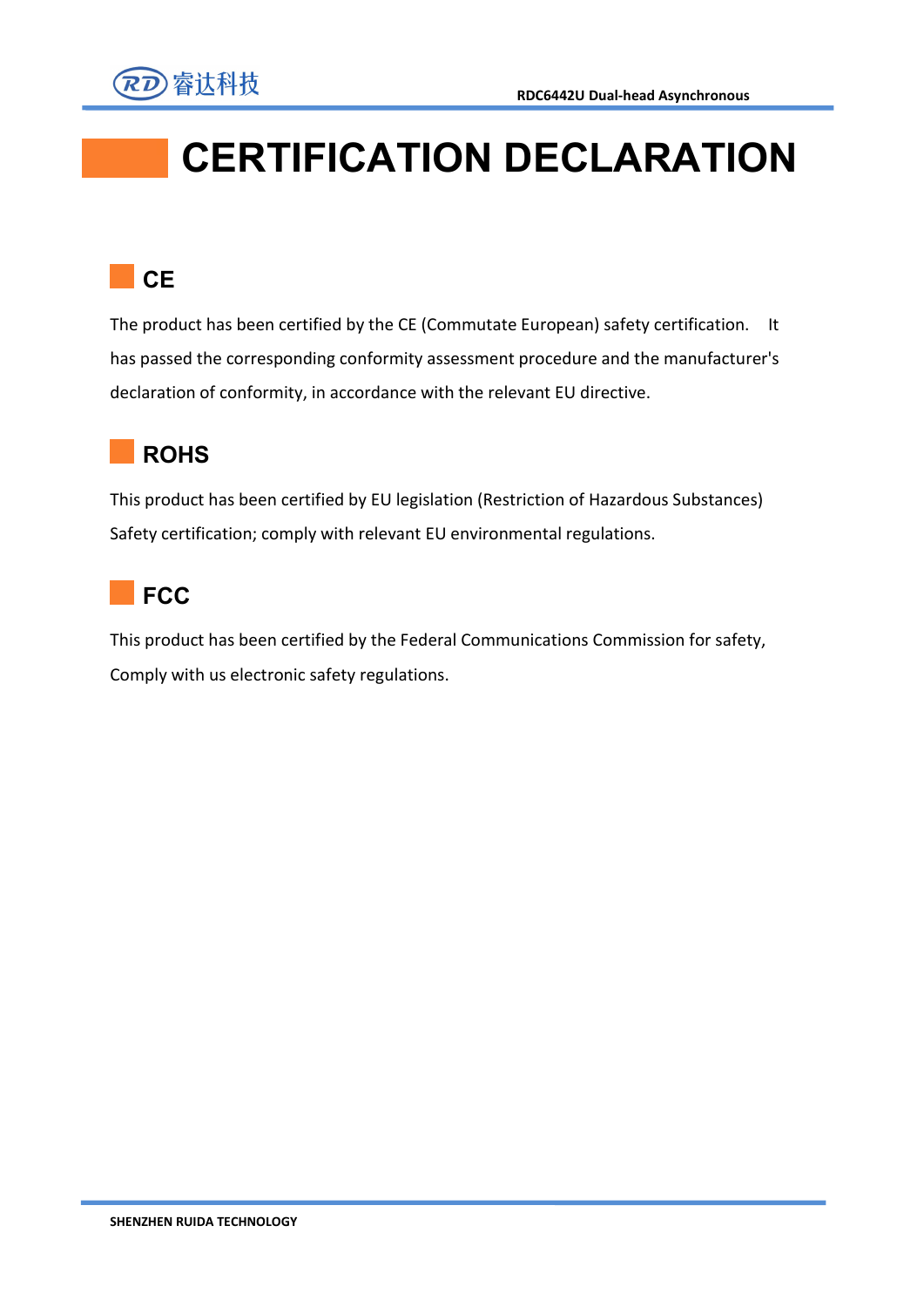# CERTIFICATION DECLARATION

## CE

The product has been certified by the CE (Commutate European) safety certification. It has passed the corresponding conformity assessment procedure and the manufacturer's declaration of conformity, in accordance with the relevant EU directive.

## ROHS

This product has been certified by EU legislation (Restriction of Hazardous Substances) Safety certification; comply with relevant EU environmental regulations.

## FCC

This product has been certified by the Federal Communications Commission for safety, Comply with us electronic safety regulations.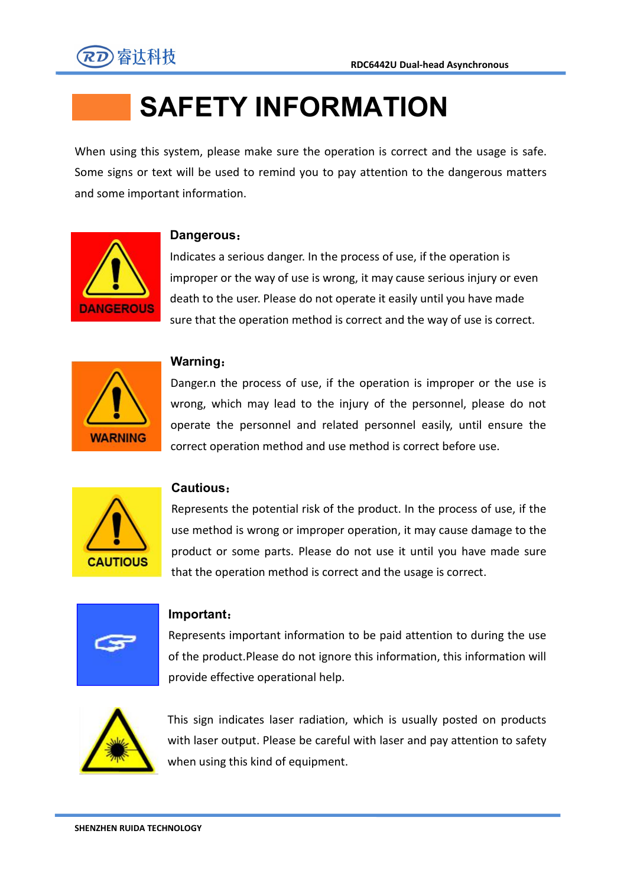# SAFETY INFORMATION

When using this system, please make sure the operation is correct and the usage is safe. Some signs or text will be used to remind you to pay attention to the dangerous matters and some important information.

**Dangerous：**

Indicates a serious danger. In the process of use, if the operation is improper or the way of use is wrong, it may cause serious injury or even death to the user. Please do not operate it easily until you have made sure that the operation method is correct and the way of use is correct.

**Warning：**

Danger.n the process of use, if the operation is improper or the use is wrong, which may lead to the injury of the personnel, please do not operate the personnel and related personnel easily, until ensure the correct operation method and use method is correct before use.

**Cautious：**

Represents the potential risk of the product. In the process of use, if the use method is wrong or improper operation, it may cause damage to the product or some parts. Please do not use it until you have made sure that the operation method is correct and the usage is correct.

**Important：**

Represents important information to be paid attention to during the use of the product.Please do not ignore this information, this information will provide effective operational help.

This sign indicates laser radiation, which is usually posted on products with laser output. Please be careful with laser and pay attention to safety when using this kind of equipment.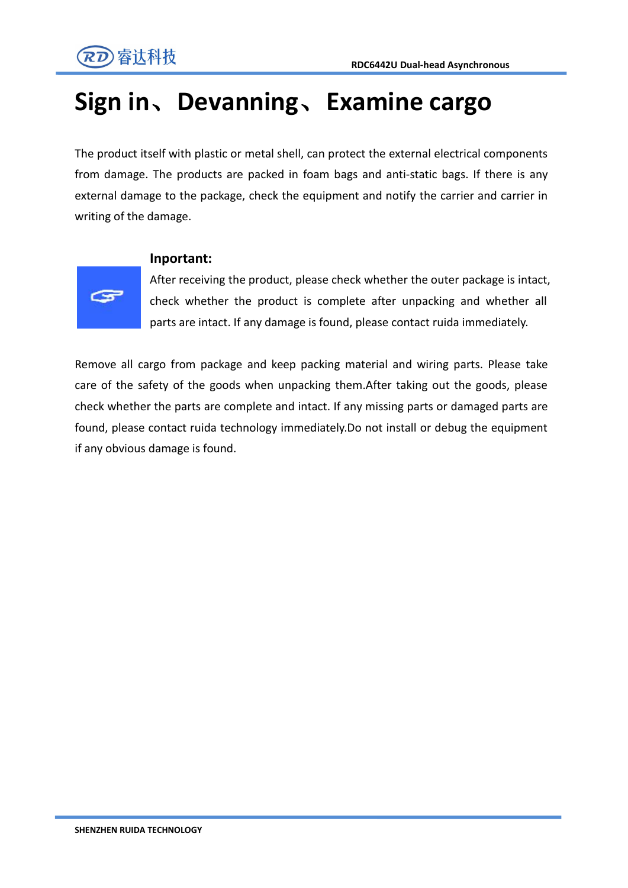# Sign in、Devanning、Examine cargo

The product itself with plastic or metal shell, can protect the external electrical components from damage. The products are packed in foam bags and anti-static bags. If there is any external damage to the package, check the equipment and notify the carrier and carrier in writing of the damage.

**Inportant:**

After receiving the product, please check whether the outer package is intact, check whether the product is complete after unpacking and whether all parts are intact. If any damage is found, please contact ruida immediately.

Remove all cargo from package and keep packing material and wiring parts. Please take care of the safety of the goods when unpacking them.After taking out the goods, please check whether the parts are complete and intact. If any missing parts or damaged parts are found, please contact ruida technology immediately.Do not install or debug the equipment if any obvious damage is found.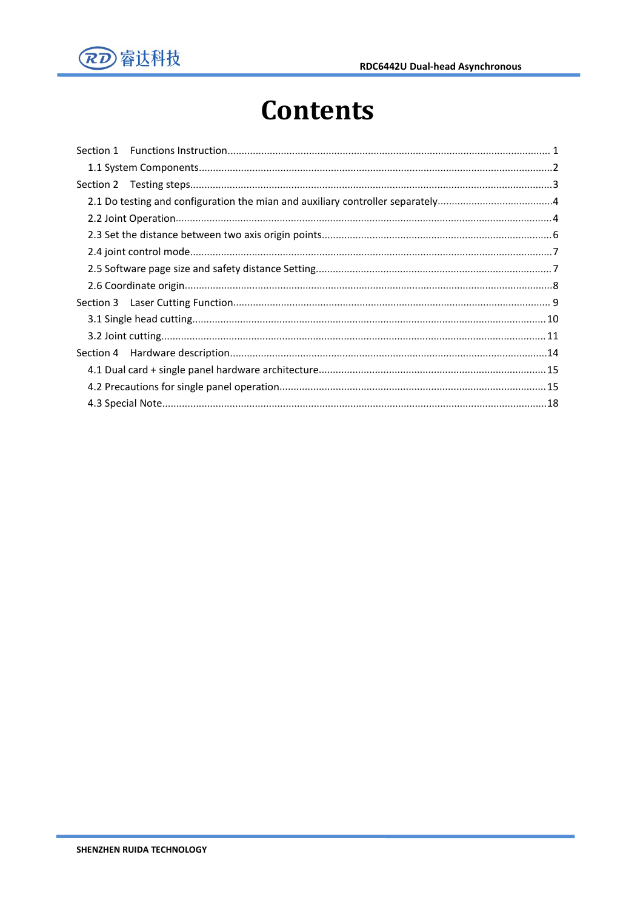# Contents

Section 1　Functions Instruction.......................................................................................................... 1

1.1 System Components.......................................................................................................................2

Section 2　Testing steps.........................................................................................................................3

2.1 Do testing and configuration the mian and auxiliary controller separately.........................................4

2.2 Joint Operation...................................................................................................................................4

2.3 Set the distance between two axis origin points.................................................................................6

2.4 joint control mode..............................................................................................................................7

2.5 Software page size and safety distance Setting...................................................................................7

2.6 Coordinate origin................................................................................................................................8

Section 3　Laser Cutting Function......................................................................................................... 9

3.1 Single head cutting........................................................................................................................10

3.2 Joint cutting...................................................................................................................................11

Section 4　Hardware description..........................................................................................................14

4.1 Dual card + single panel hardware architecture...............................................................................15

4.2 Precautions for single panel operation............................................................................................15

4.3 Special Note.....................................................................................................................................18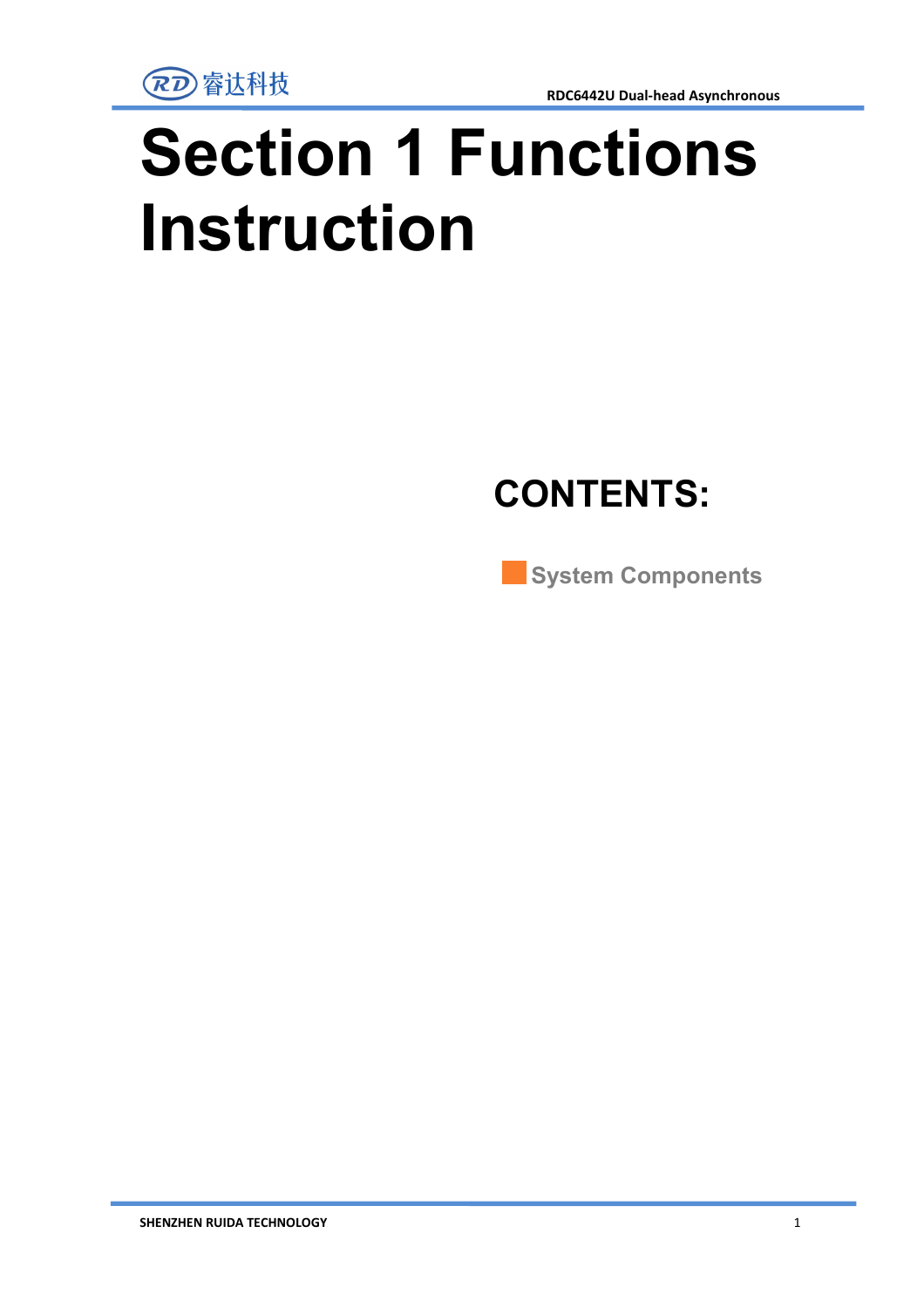# Section 1 Functions Instruction

## CONTENTS:

- System Components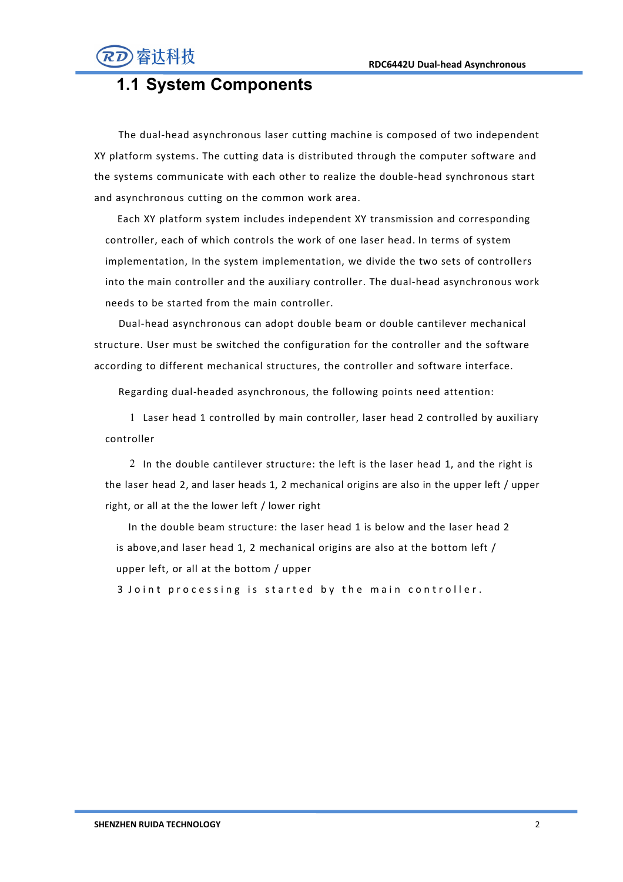## 1.1 System Components

The dual-head asynchronous laser cutting machine is composed of two independent XY platform systems. The cutting data is distributed through the computer software and the systems communicate with each other to realize the double-head synchronous start and asynchronous cutting on the common work area.

Each XY platform system includes independent XY transmission and corresponding controller, each of which controls the work of one laser head. In terms of system implementation, In the system implementation, we divide the two sets of controllers into the main controller and the auxiliary controller. The dual-head asynchronous work needs to be started from the main controller.

Dual-head asynchronous can adopt double beam or double cantilever mechanical structure. User must be switched the configuration for the controller and the software according to different mechanical structures, the controller and software interface.

Regarding dual-headed asynchronous, the following points need attention:

1 Laser head 1 controlled by main controller, laser head 2 controlled by auxiliary controller

2 In the double cantilever structure: the left is the laser head 1, and the right is the laser head 2, and laser heads 1, 2 mechanical origins are also in the upper left / upper right, or all at the the lower left / lower right

In the double beam structure: the laser head 1 is below and the laser head 2 is above,and laser head 1, 2 mechanical origins are also at the bottom left / upper left, or all at the bottom / upper

3 Joint processing is started by the main controller.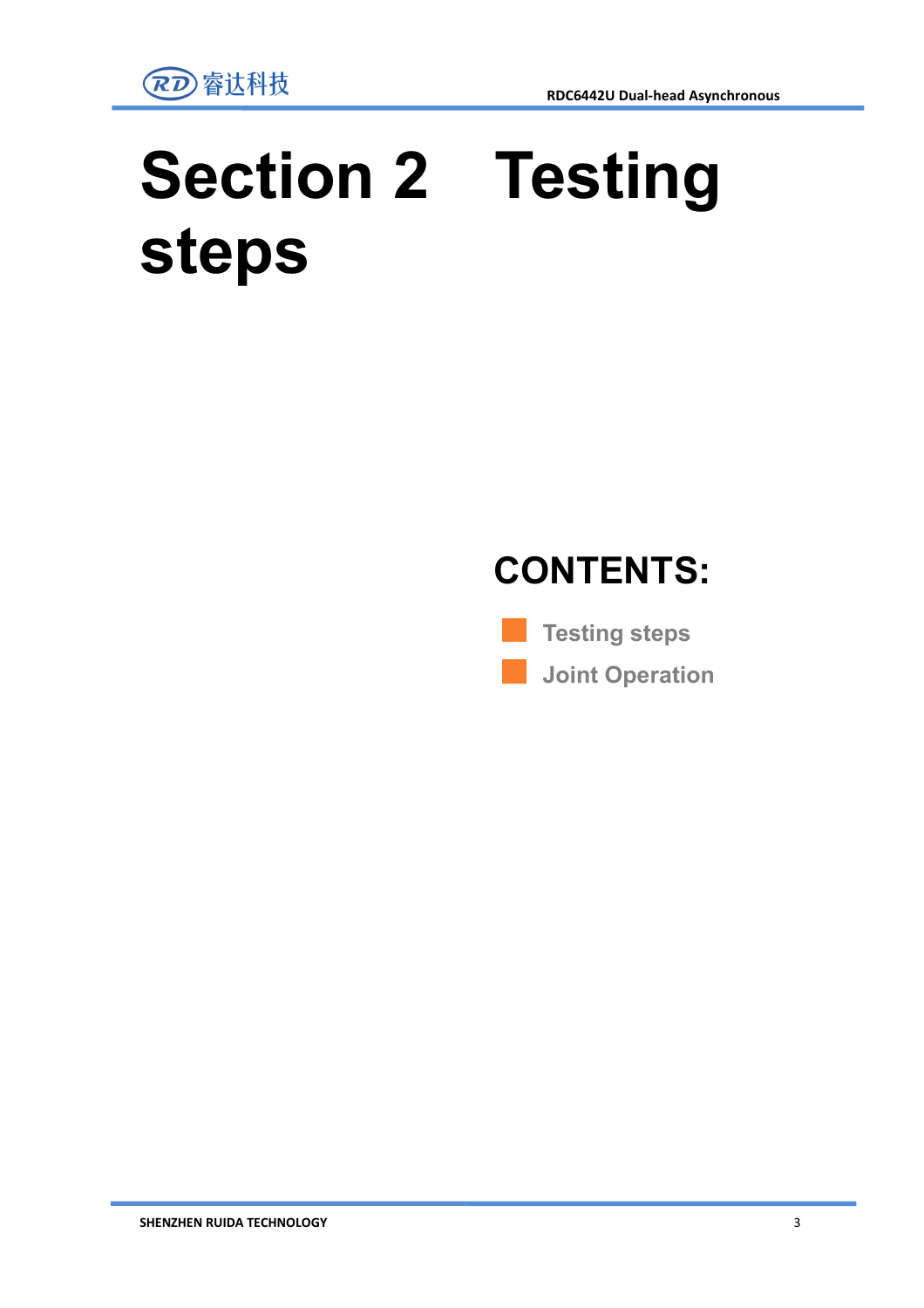# Section 2 Testing steps

**CONTENTS:**

- Testing steps
- Joint Operation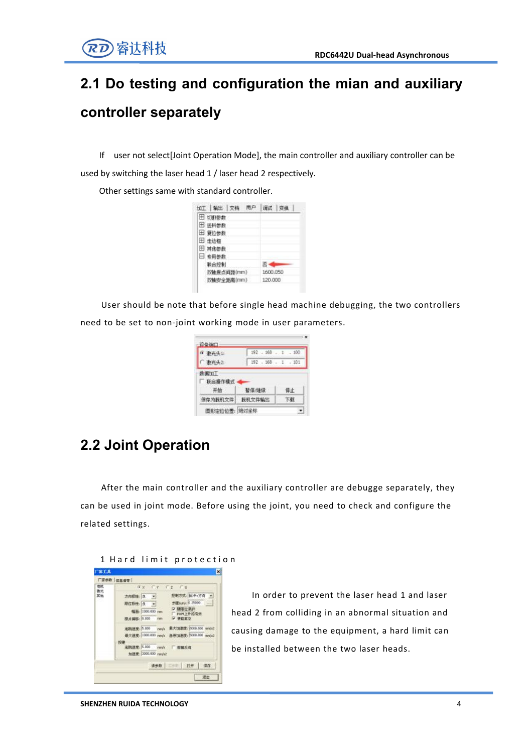## 2.1 Do testing and configuration the mian and auxiliary controller separately

If user not select[Joint Operation Mode], the main controller and auxiliary controller can be used by switching the laser head 1 / laser head 2 respectively.

Other settings same with standard controller.

User should be note that before single head machine debugging, the two controllers need to be set to non-joint working mode in user parameters.

## 2.2 Joint Operation

After the main controller and the auxiliary controller are debugge separately, they can be used in joint mode. Before using the joint, you need to check and configure the related settings.

1 Hard limit protection

In order to prevent the laser head 1 and laser head 2 from colliding in an abnormal situation and causing damage to the equipment, a hard limit can be installed between the two laser heads.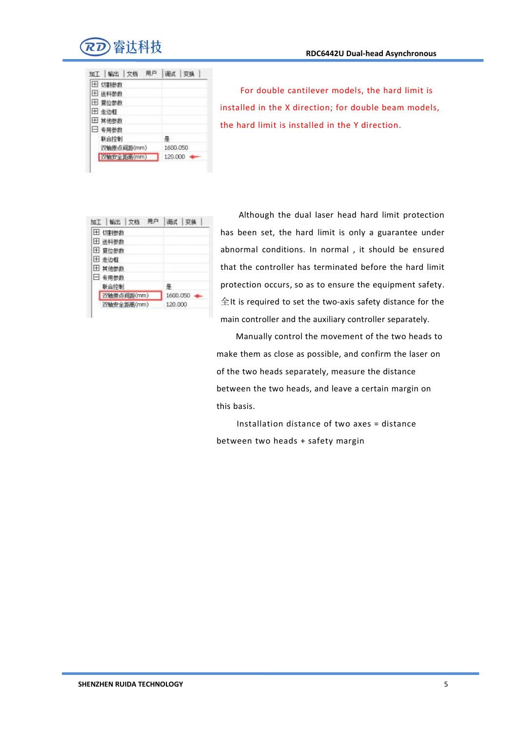For double cantilever models, the hard limit is installed in the X direction; for double beam models, the hard limit is installed in the Y direction.

Although the dual laser head hard limit protection has been set, the hard limit is only a guarantee under abnormal conditions. In normal , it should be ensured that the controller has terminated before the hard limit protection occurs, so as to ensure the equipment safety. 全It is required to set the two-axis safety distance for the main controller and the auxiliary controller separately.

Manually control the movement of the two heads to make them as close as possible, and confirm the laser on of the two heads separately, measure the distance between the two heads, and leave a certain margin on this basis.

Installation distance of two axes = distance between two heads + safety margin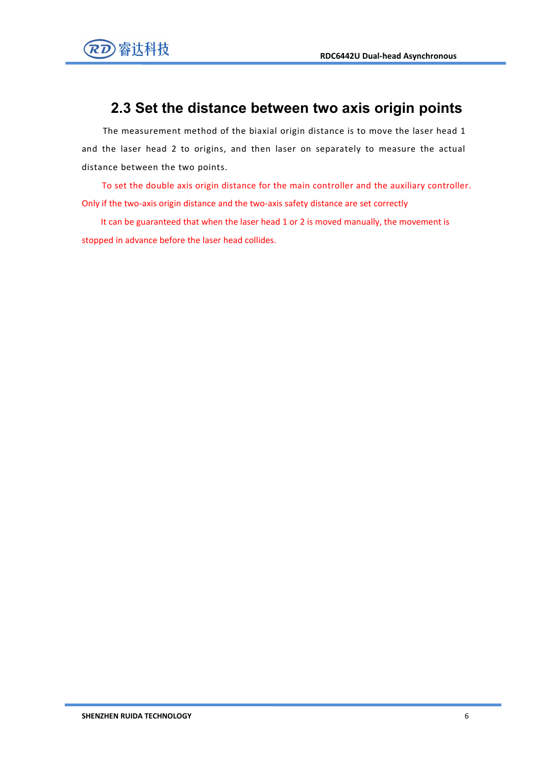## 2.3 Set the distance between two axis origin points

The measurement method of the biaxial origin distance is to move the laser head 1 and the laser head 2 to origins, and then laser on separately to measure the actual distance between the two points.

To set the double axis origin distance for the main controller and the auxiliary controller. Only if the two-axis origin distance and the two-axis safety distance are set correctly

It can be guaranteed that when the laser head 1 or 2 is moved manually, the movement is stopped in advance before the laser head collides.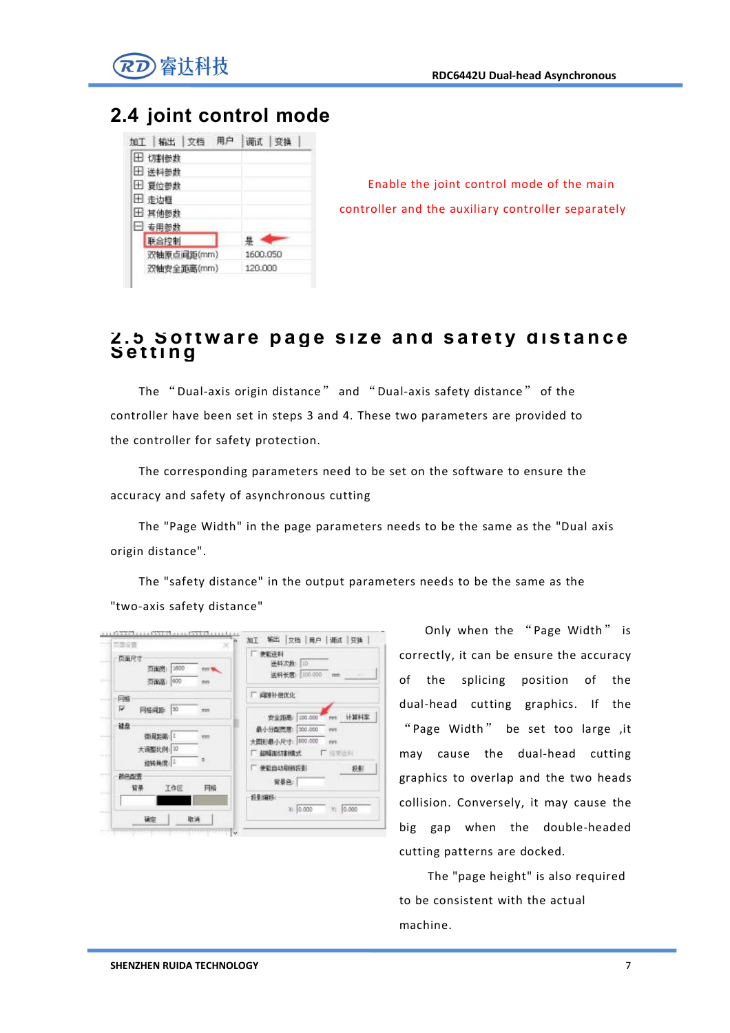## 2.4 joint control mode

Enable the joint control mode of the main controller and the auxiliary controller separately

## 2.5 Software page size and safety distance Setting

The "Dual-axis origin distance" and "Dual-axis safety distance" of the controller have been set in steps 3 and 4. These two parameters are provided to the controller for safety protection.

The corresponding parameters need to be set on the software to ensure the accuracy and safety of asynchronous cutting

The "Page Width" in the page parameters needs to be the same as the "Dual axis origin distance".

The "safety distance" in the output parameters needs to be the same as the "two-axis safety distance"

Only when the "Page Width" is correctly, it can be ensure the accuracy of the splicing position of the dual-head cutting graphics. If the "Page Width" be set too large ,it may cause the dual-head cutting graphics to overlap and the two heads collision. Conversely, it may cause the big gap when the double-headed cutting patterns are docked.

The "page height" is also required to be consistent with the actual machine.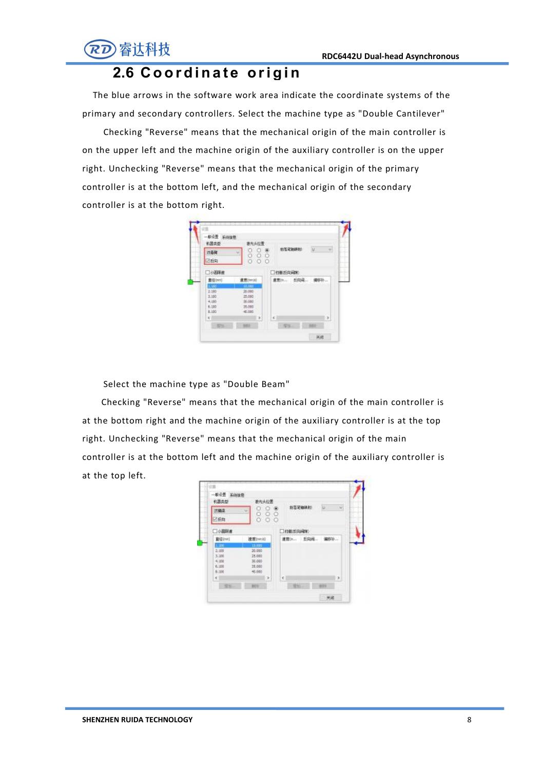## 2.6 Coordinate origin

The blue arrows in the software work area indicate the coordinate systems of the primary and secondary controllers. Select the machine type as "Double Cantilever"

Checking "Reverse" means that the mechanical origin of the main controller is on the upper left and the machine origin of the auxiliary controller is on the upper right. Unchecking "Reverse" means that the mechanical origin of the primary controller is at the bottom left, and the mechanical origin of the secondary controller is at the bottom right.

Select the machine type as "Double Beam"

Checking "Reverse" means that the mechanical origin of the main controller is at the bottom right and the machine origin of the auxiliary controller is at the top right. Unchecking "Reverse" means that the mechanical origin of the main controller is at the bottom left and the machine origin of the auxiliary controller is at the top left.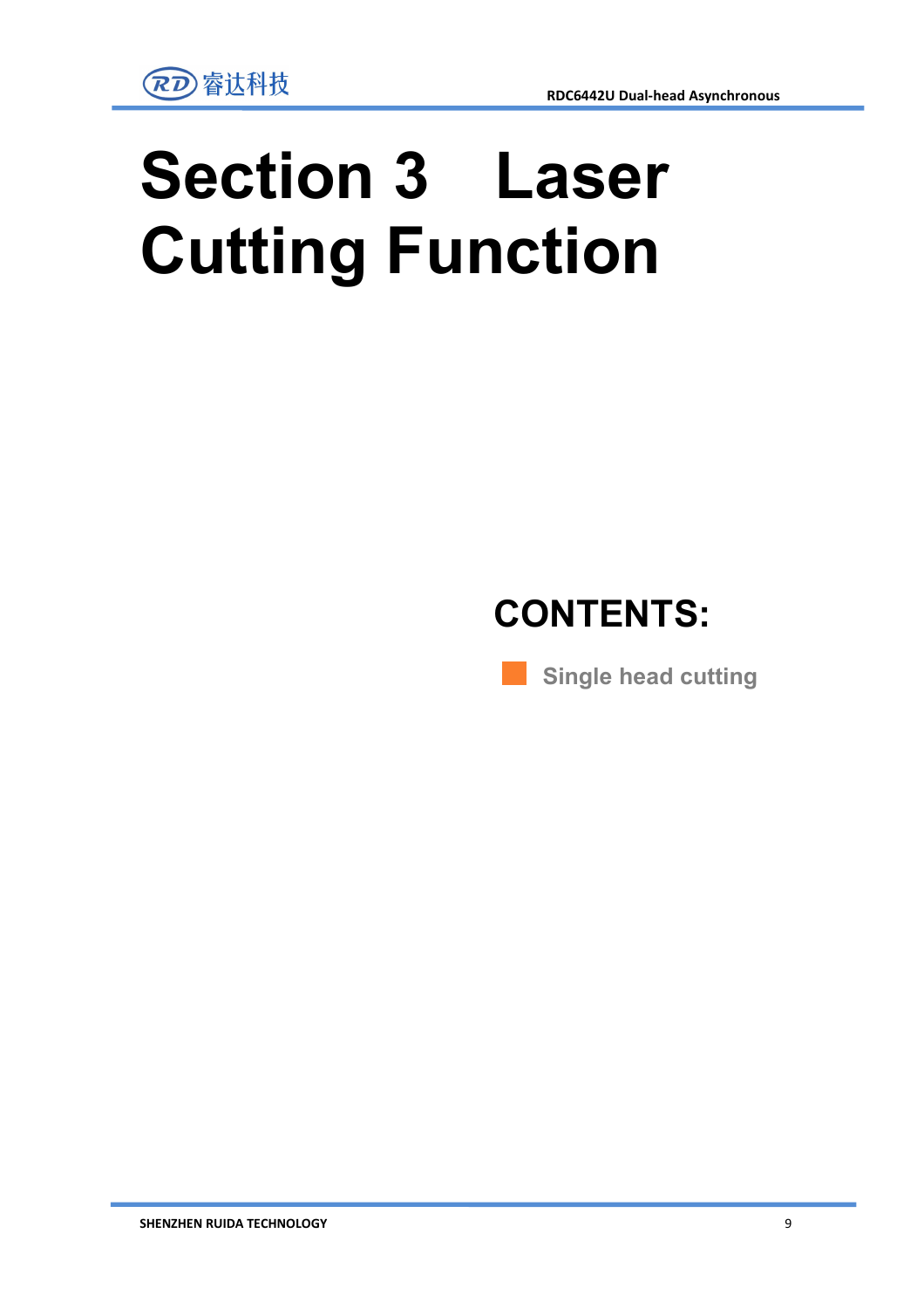# Section 3 Laser Cutting Function

## CONTENTS:

- Single head cutting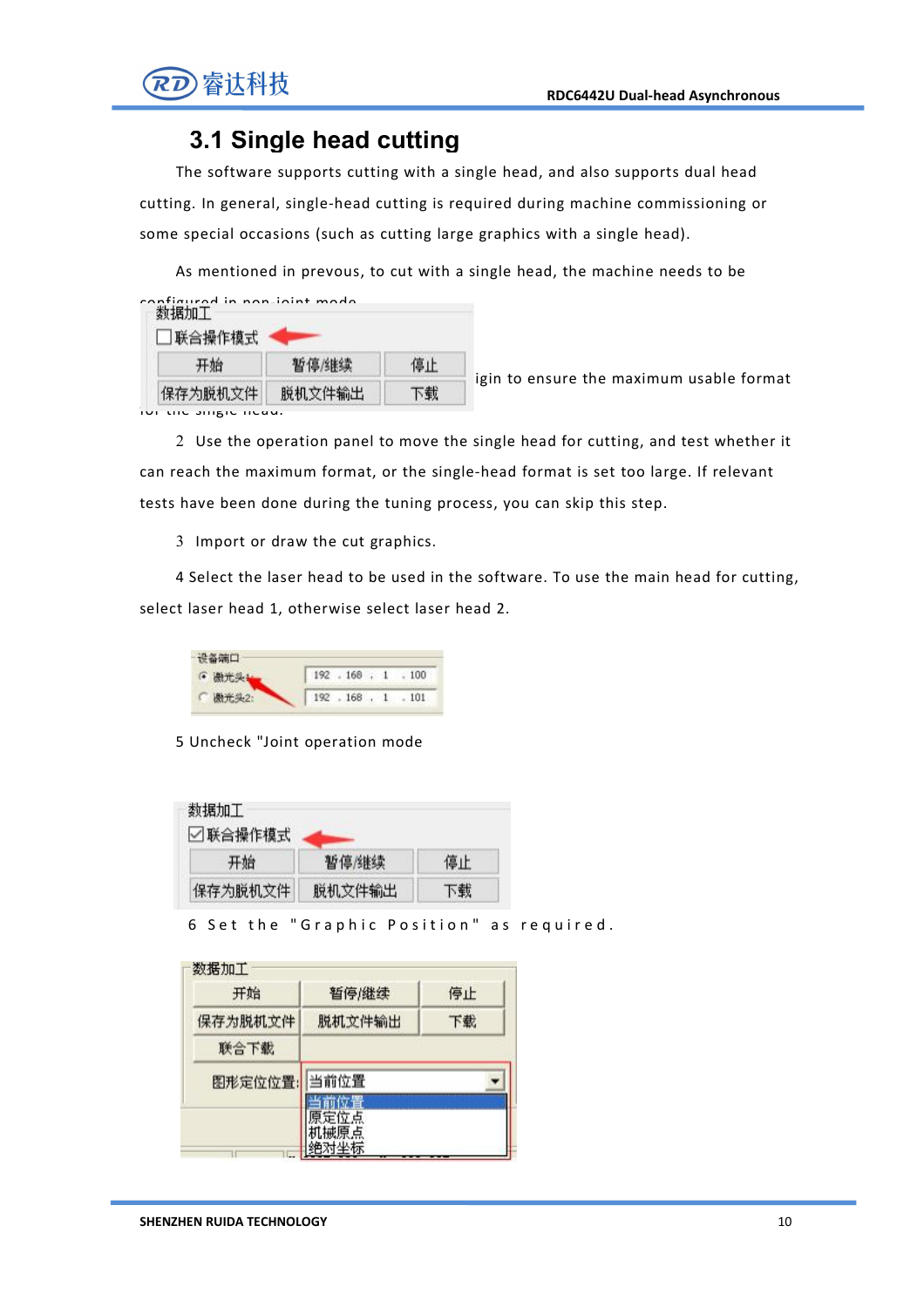## 3.1 Single head cutting

The software supports cutting with a single head, and also supports dual head cutting. In general, single-head cutting is required during machine commissioning or some special occasions (such as cutting large graphics with a single head).

As mentioned in prevous, to cut with a single head, the machine needs to be configured in non-joint mode.

igin to ensure the maximum usable format for the single head.

2 Use the operation panel to move the single head for cutting, and test whether it can reach the maximum format, or the single-head format is set too large. If relevant tests have been done during the tuning process, you can skip this step.

3 Import or draw the cut graphics.

4 Select the laser head to be used in the software. To use the main head for cutting, select laser head 1, otherwise select laser head 2.

5 Uncheck "Joint operation mode

6 Set the "Graphic Position" as required.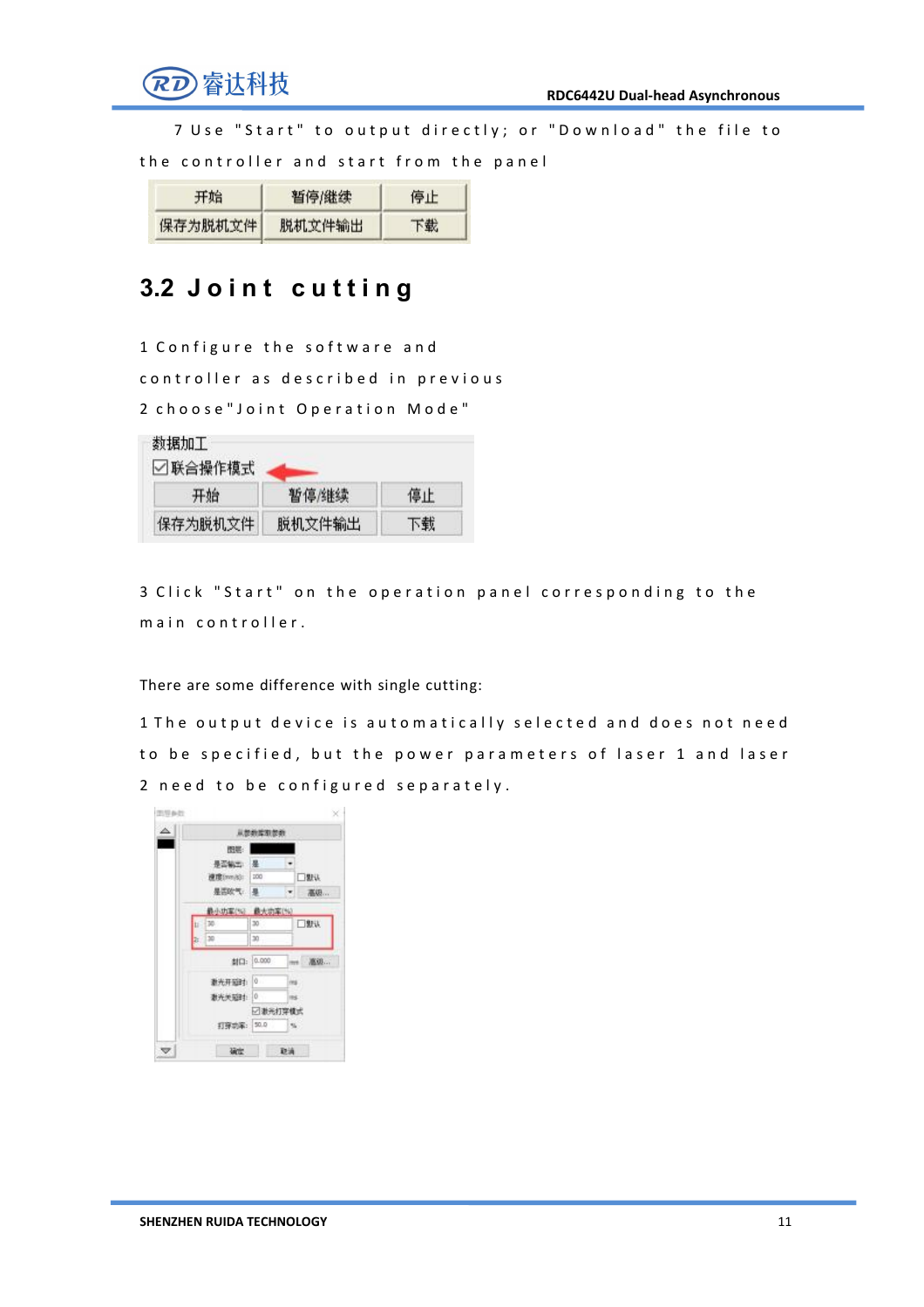7 Use "Start" to output directly; or "Download" the file to the controller and start from the panel

| 开始 | 暂停/继续 | 停止 |
|---|---|---|
| 保存为脱机文件 | 脱机文件输出 | 下载 |

## 3.2 Joint cutting

1 Configure the software and controller as described in previous

2 choose"Joint Operation Mode"

数据加工

☑联合操作模式

| 开始 | 暂停/继续 | 停止 |
|---|---|---|
| 保存为脱机文件 | 脱机文件输出 | 下载 |

3 Click "Start" on the operation panel corresponding to the main controller.

There are some difference with single cutting:

1 The output device is automatically selected and does not need to be specified, but the power parameters of laser 1 and laser 2 need to be configured separately.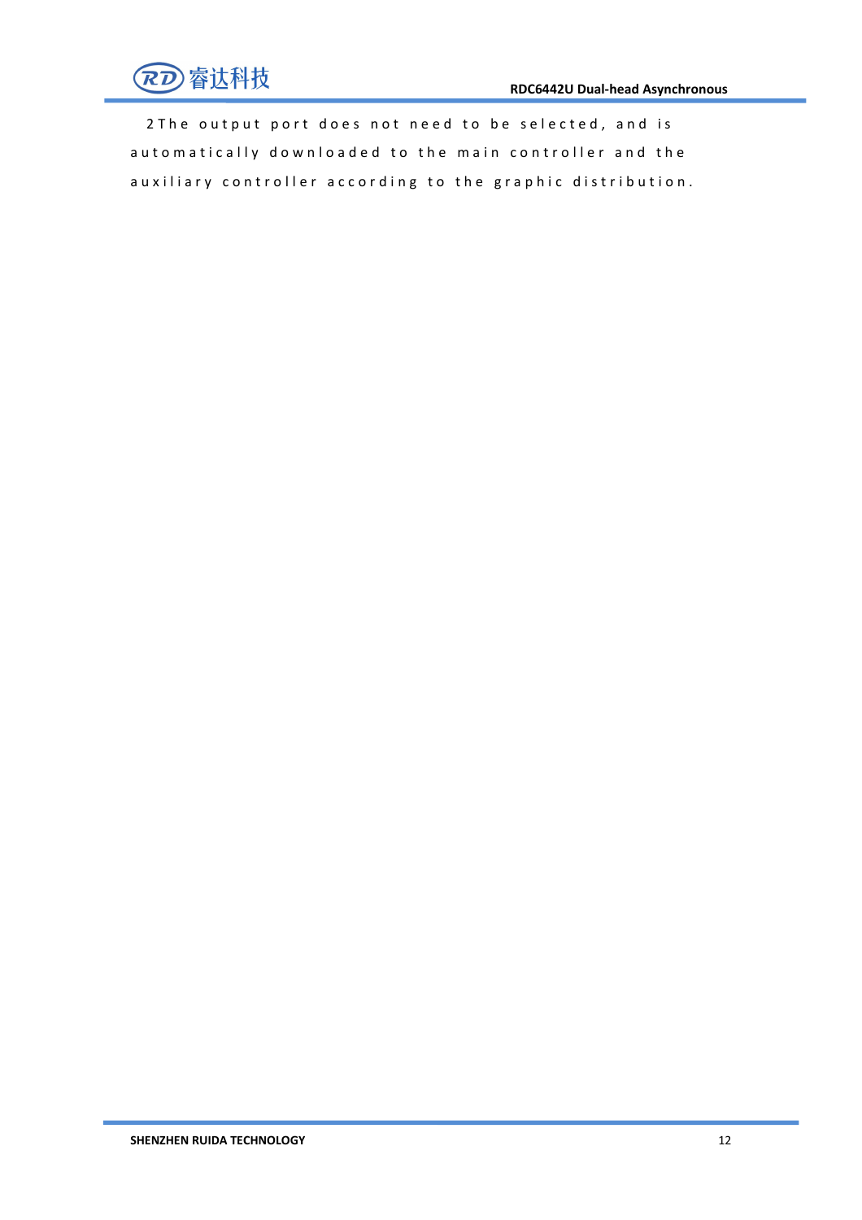2The output port does not need to be selected, and is automatically downloaded to the main controller and the auxiliary controller according to the graphic distribution.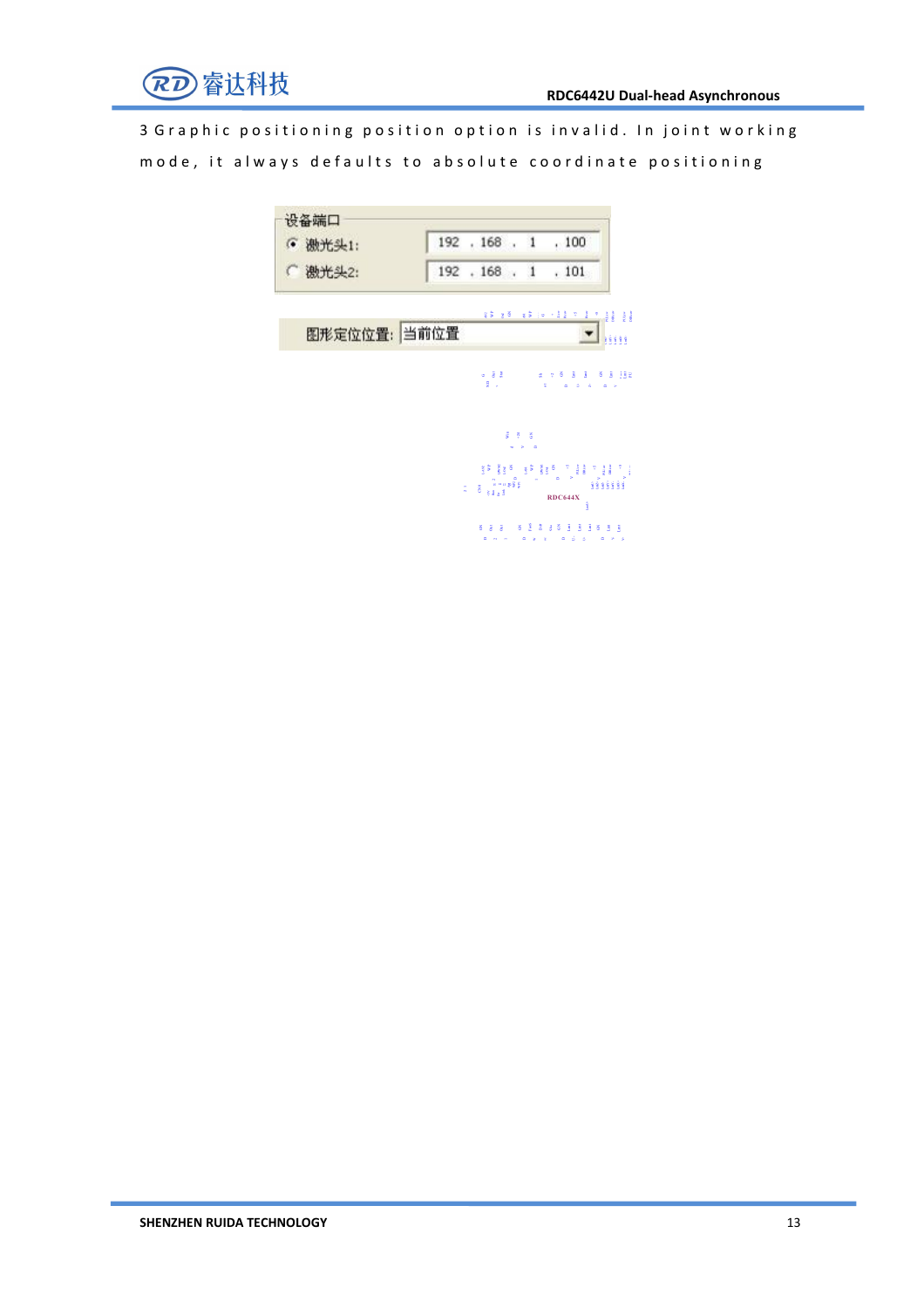3 Graphic positioning position option is invalid. In joint working mode, it always defaults to absolute coordinate positioning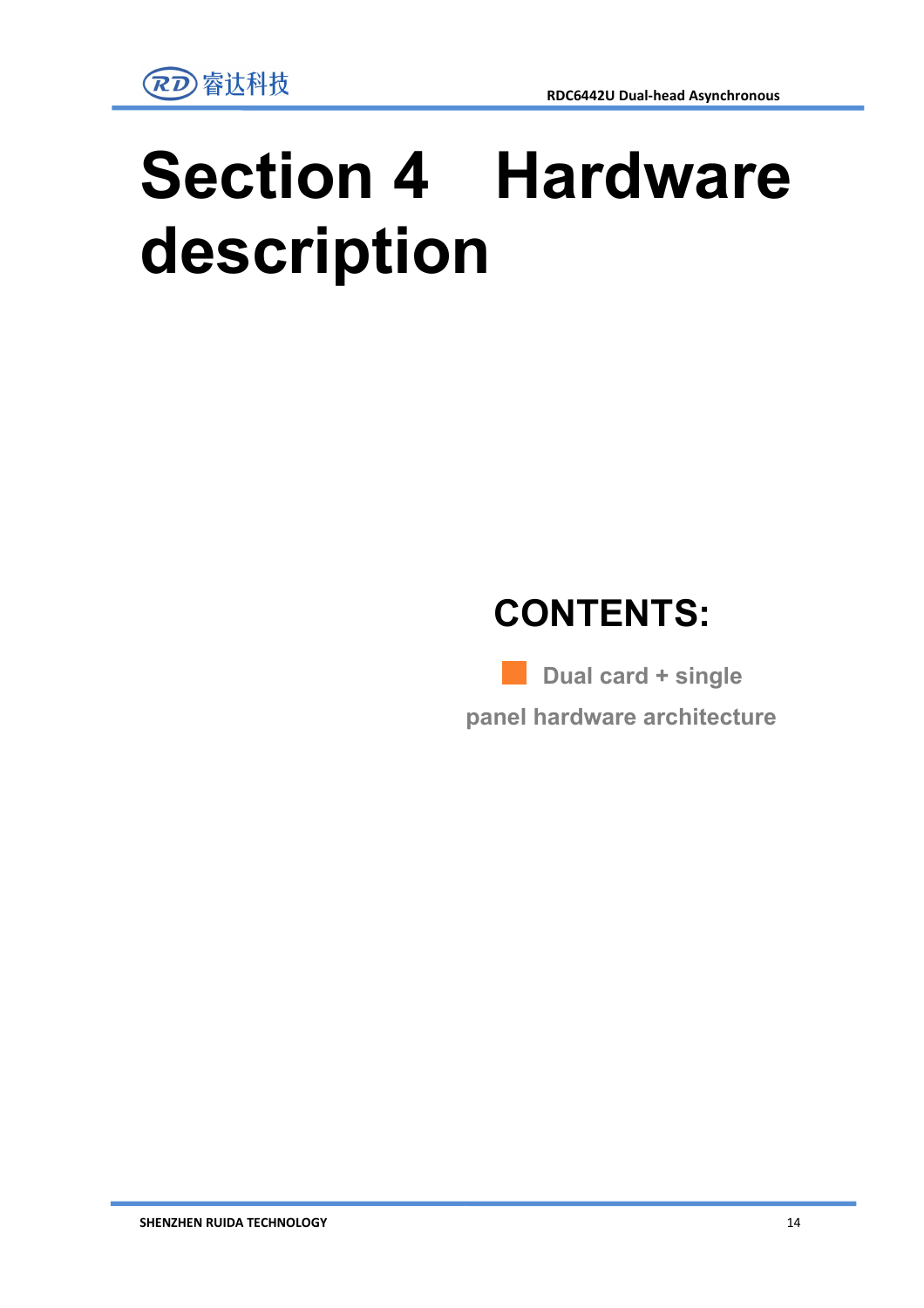# Section 4 Hardware description

## CONTENTS:

- Dual card + single panel hardware architecture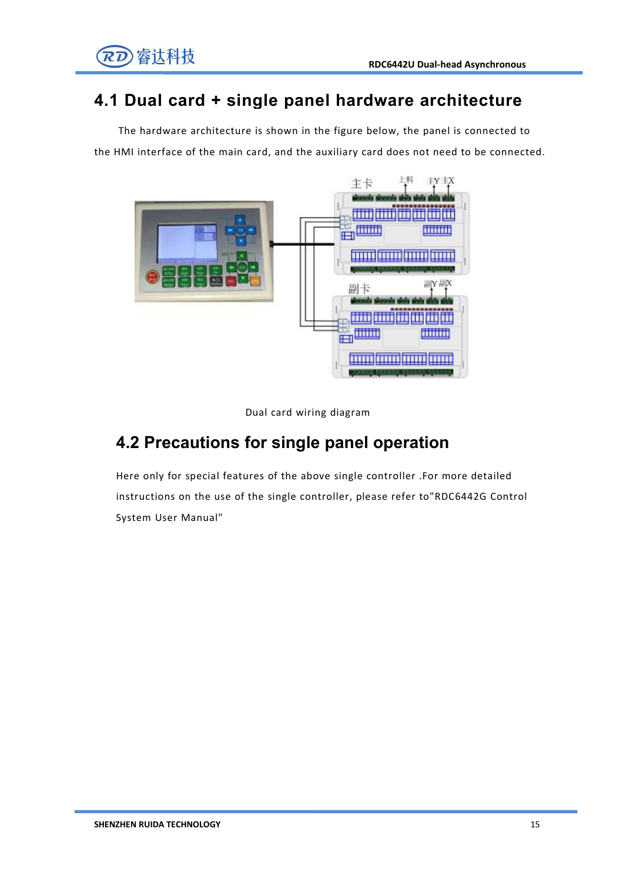## 4.1 Dual card + single panel hardware architecture

The hardware architecture is shown in the figure below, the panel is connected to the HMI interface of the main card, and the auxiliary card does not need to be connected.

Dual card wiring diagram

## 4.2 Precautions for single panel operation

Here only for special features of the above single controller .For more detailed instructions on the use of the single controller, please refer to"RDC6442G Control System User Manual"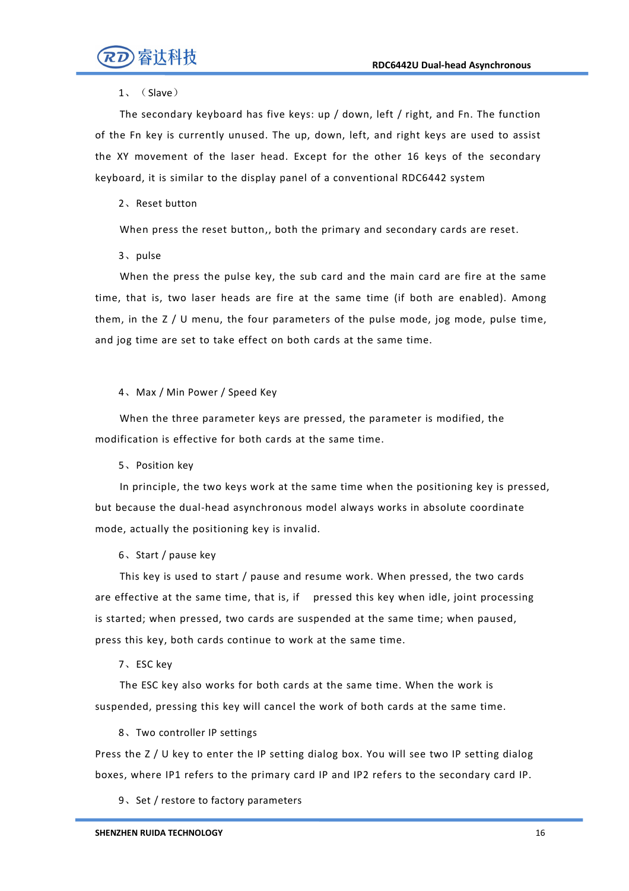1、（Slave）

The secondary keyboard has five keys: up / down, left / right, and Fn. The function of the Fn key is currently unused. The up, down, left, and right keys are used to assist the XY movement of the laser head. Except for the other 16 keys of the secondary keyboard, it is similar to the display panel of a conventional RDC6442 system

2、Reset button

When press the reset button,, both the primary and secondary cards are reset.

3、pulse

When the press the pulse key, the sub card and the main card are fire at the same time, that is, two laser heads are fire at the same time (if both are enabled). Among them, in the Z / U menu, the four parameters of the pulse mode, jog mode, pulse time, and jog time are set to take effect on both cards at the same time.

4、Max / Min Power / Speed Key

When the three parameter keys are pressed, the parameter is modified, the modification is effective for both cards at the same time.

5、Position key

In principle, the two keys work at the same time when the positioning key is pressed, but because the dual-head asynchronous model always works in absolute coordinate mode, actually the positioning key is invalid.

6、Start / pause key

This key is used to start / pause and resume work. When pressed, the two cards are effective at the same time, that is, if pressed this key when idle, joint processing is started; when pressed, two cards are suspended at the same time; when paused, press this key, both cards continue to work at the same time.

7、ESC key

The ESC key also works for both cards at the same time. When the work is suspended, pressing this key will cancel the work of both cards at the same time.

8、Two controller IP settings

Press the Z / U key to enter the IP setting dialog box. You will see two IP setting dialog boxes, where IP1 refers to the primary card IP and IP2 refers to the secondary card IP.

9、Set / restore to factory parameters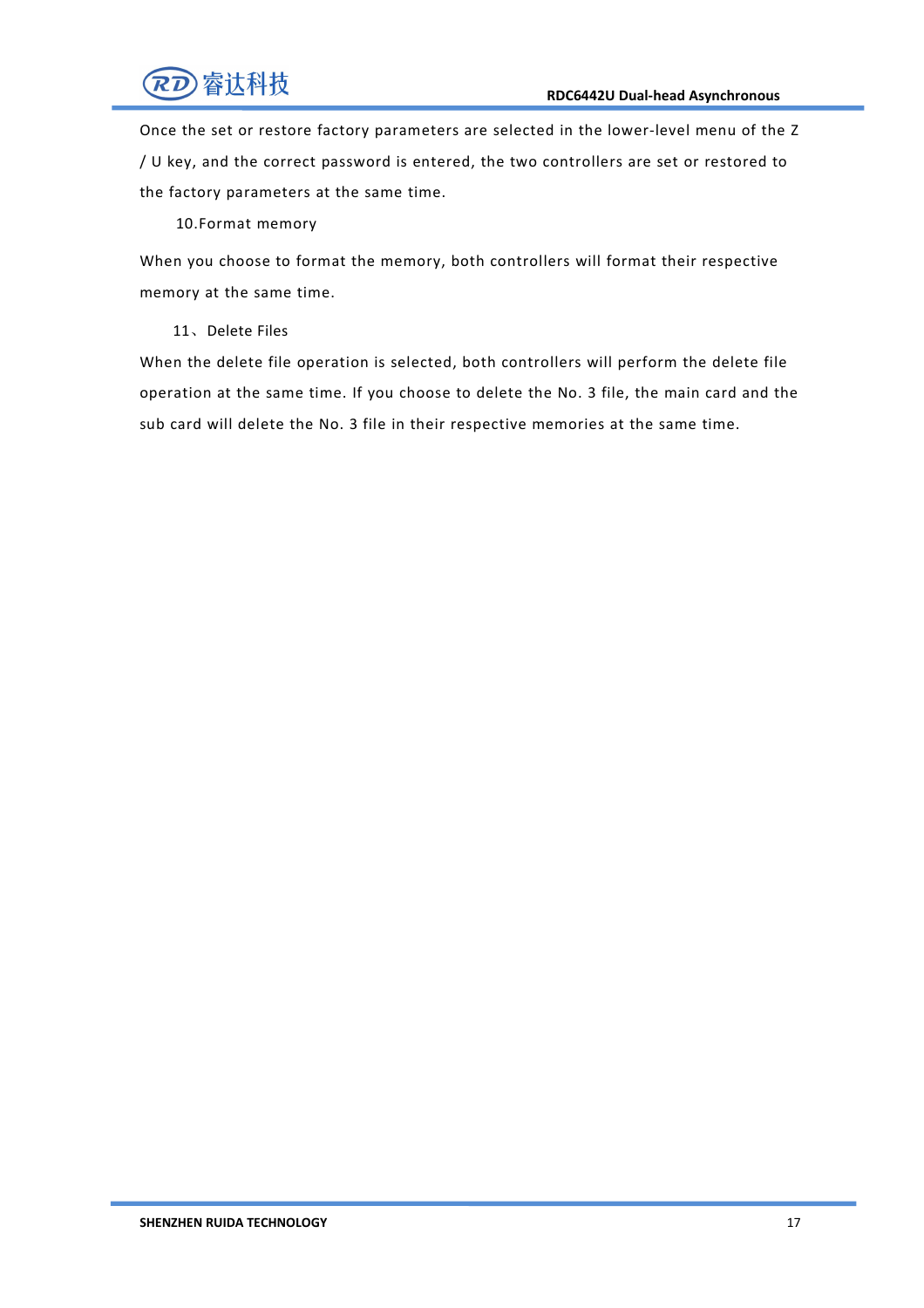Once the set or restore factory parameters are selected in the lower-level menu of the Z / U key, and the correct password is entered, the two controllers are set or restored to the factory parameters at the same time.

10.Format memory

When you choose to format the memory, both controllers will format their respective memory at the same time.

11、Delete Files

When the delete file operation is selected, both controllers will perform the delete file operation at the same time. If you choose to delete the No. 3 file, the main card and the sub card will delete the No. 3 file in their respective memories at the same time.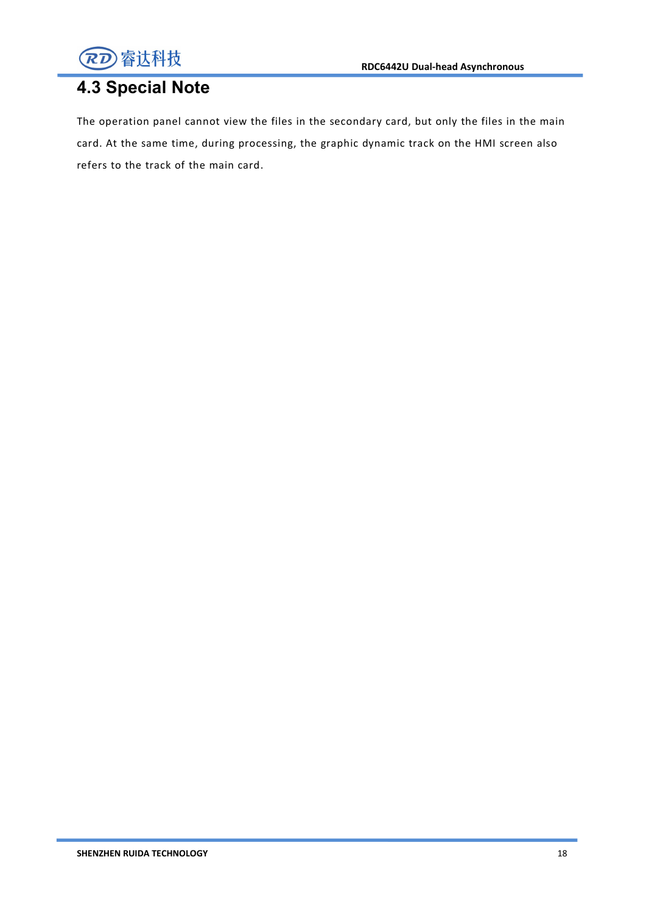## 4.3 Special Note

The operation panel cannot view the files in the secondary card, but only the files in the main card. At the same time, during processing, the graphic dynamic track on the HMI screen also refers to the track of the main card.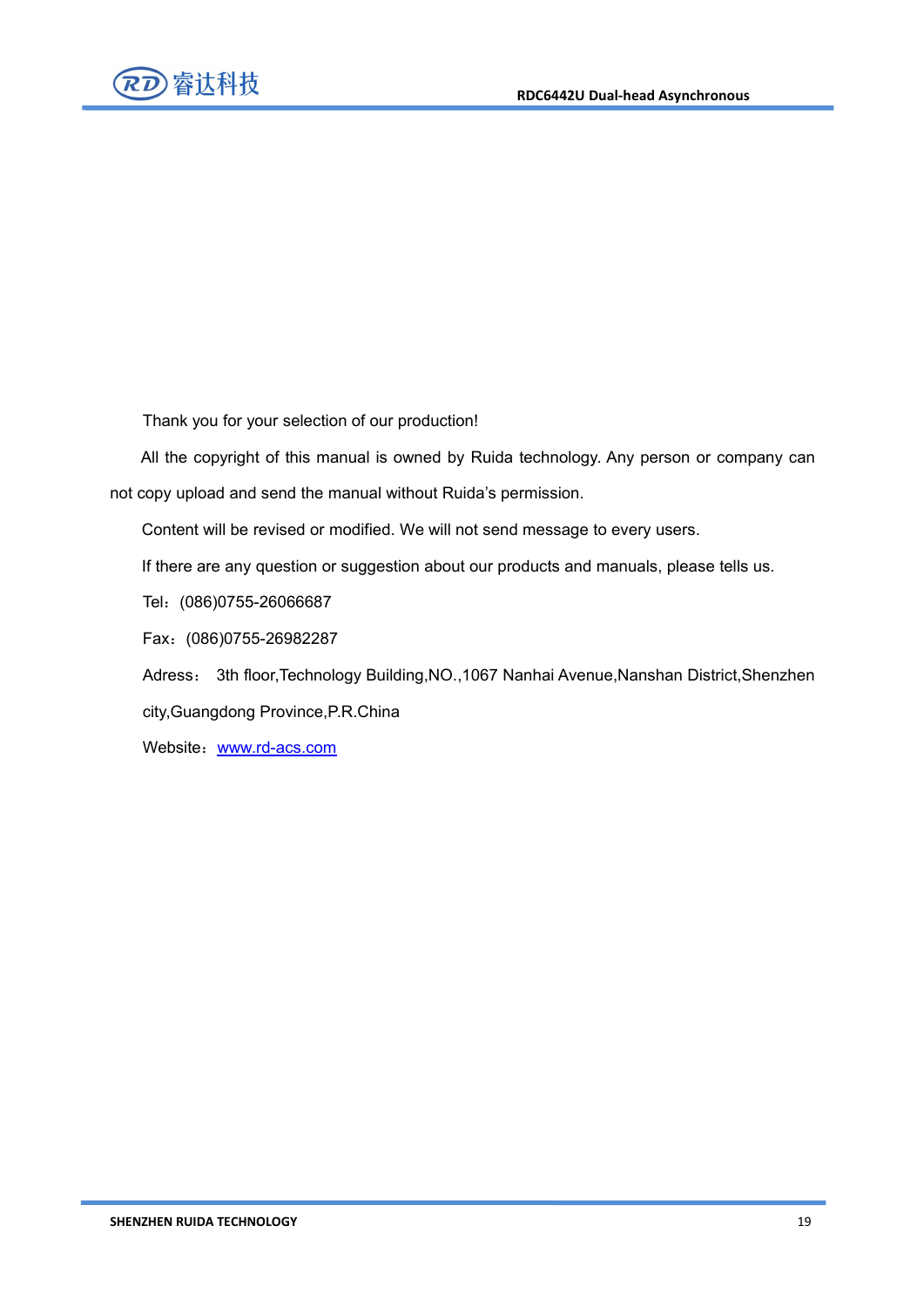Thank you for your selection of our production!

All the copyright of this manual is owned by Ruida technology. Any person or company can not copy upload and send the manual without Ruida's permission.

Content will be revised or modified. We will not send message to every users.

If there are any question or suggestion about our products and manuals, please tells us.

Tel：(086)0755-26066687

Fax：(086)0755-26982287

Adress： 3th floor,Technology Building,NO.,1067 Nanhai Avenue,Nanshan District,Shenzhen city,Guangdong Province,P.R.China

Website：www.rd-acs.com